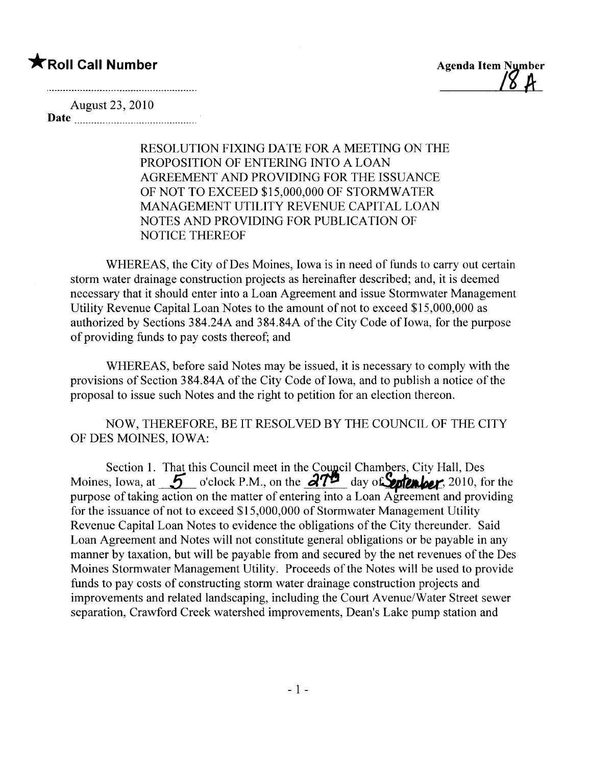★**Roll Call Number**

**Agenda Item Number** 18 A

August 23, 2010
**Date** ..........................................

RESOLUTION FIXING DATE FOR A MEETING ON THE PROPOSITION OF ENTERING INTO A LOAN AGREEMENT AND PROVIDING FOR THE ISSUANCE OF NOT TO EXCEED $15,000,000 OF STORMWATER MANAGEMENT UTILITY REVENUE CAPITAL LOAN NOTES AND PROVIDING FOR PUBLICATION OF NOTICE THEREOF

WHEREAS, the City of Des Moines, Iowa is in need of funds to carry out certain storm water drainage construction projects as hereinafter described; and, it is deemed necessary that it should enter into a Loan Agreement and issue Stormwater Management Utility Revenue Capital Loan Notes to the amount of not to exceed $15,000,000 as authorized by Sections 384.24A and 384.84A of the City Code of Iowa, for the purpose of providing funds to pay costs thereof; and

WHEREAS, before said Notes may be issued, it is necessary to comply with the provisions of Section 384.84A of the City Code of Iowa, and to publish a notice of the proposal to issue such Notes and the right to petition for an election thereon.

NOW, THEREFORE, BE IT RESOLVED BY THE COUNCIL OF THE CITY OF DES MOINES, IOWA:

Section 1. That this Council meet in the Council Chambers, City Hall, Des Moines, Iowa, at 5 o'clock P.M., on the 27th day of September, 2010, for the purpose of taking action on the matter of entering into a Loan Agreement and providing for the issuance of not to exceed $15,000,000 of Stormwater Management Utility Revenue Capital Loan Notes to evidence the obligations of the City thereunder. Said Loan Agreement and Notes will not constitute general obligations or be payable in any manner by taxation, but will be payable from and secured by the net revenues of the Des Moines Stormwater Management Utility. Proceeds of the Notes will be used to provide funds to pay costs of constructing storm water drainage construction projects and improvements and related landscaping, including the Court Avenue/Water Street sewer separation, Crawford Creek watershed improvements, Dean's Lake pump station and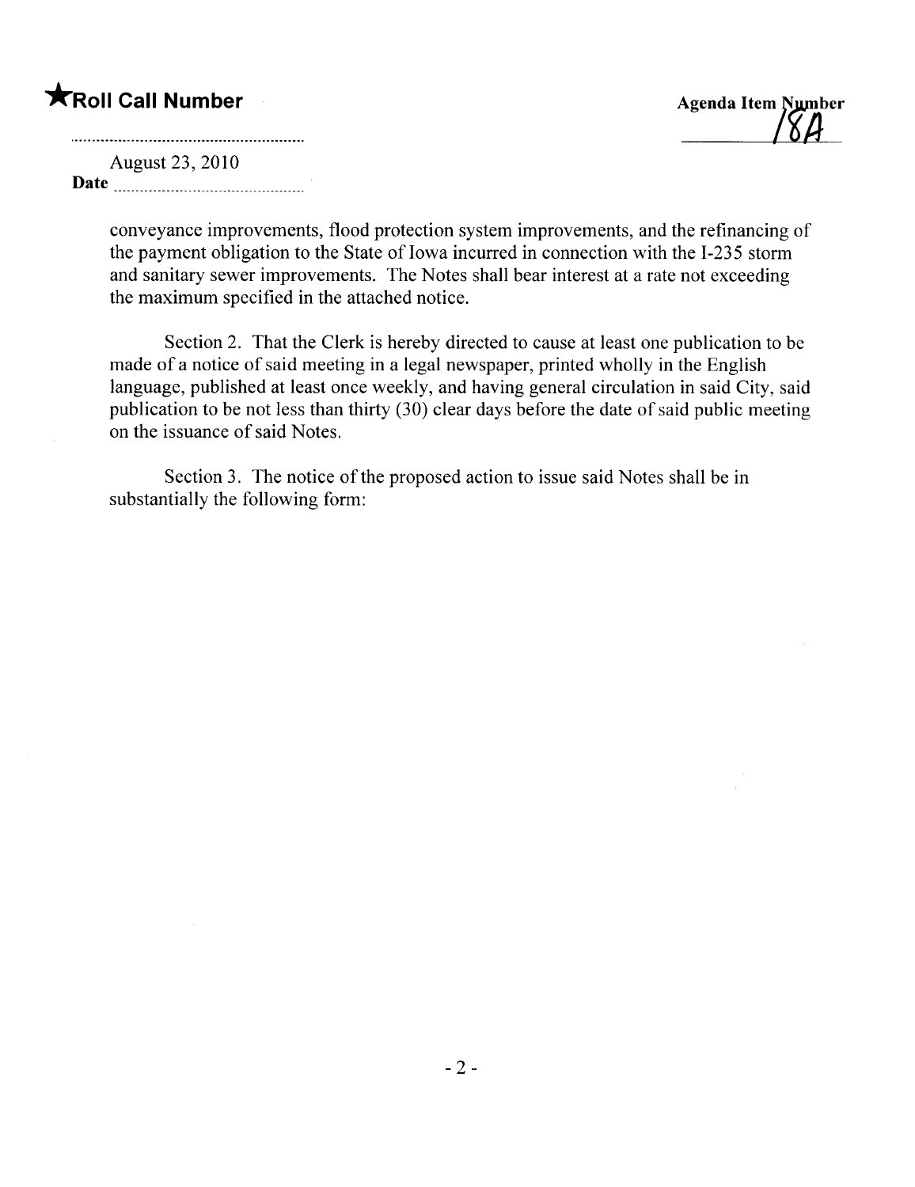conveyance improvements, flood protection system improvements, and the refinancing of the payment obligation to the State of Iowa incurred in connection with the I-235 storm and sanitary sewer improvements. The Notes shall bear interest at a rate not exceeding the maximum specified in the attached notice.

Section 2. That the Clerk is hereby directed to cause at least one publication to be made of a notice of said meeting in a legal newspaper, printed wholly in the English language, published at least once weekly, and having general circulation in said City, said publication to be not less than thirty (30) clear days before the date of said public meeting on the issuance of said Notes.

Section 3. The notice of the proposed action to issue said Notes shall be in substantially the following form: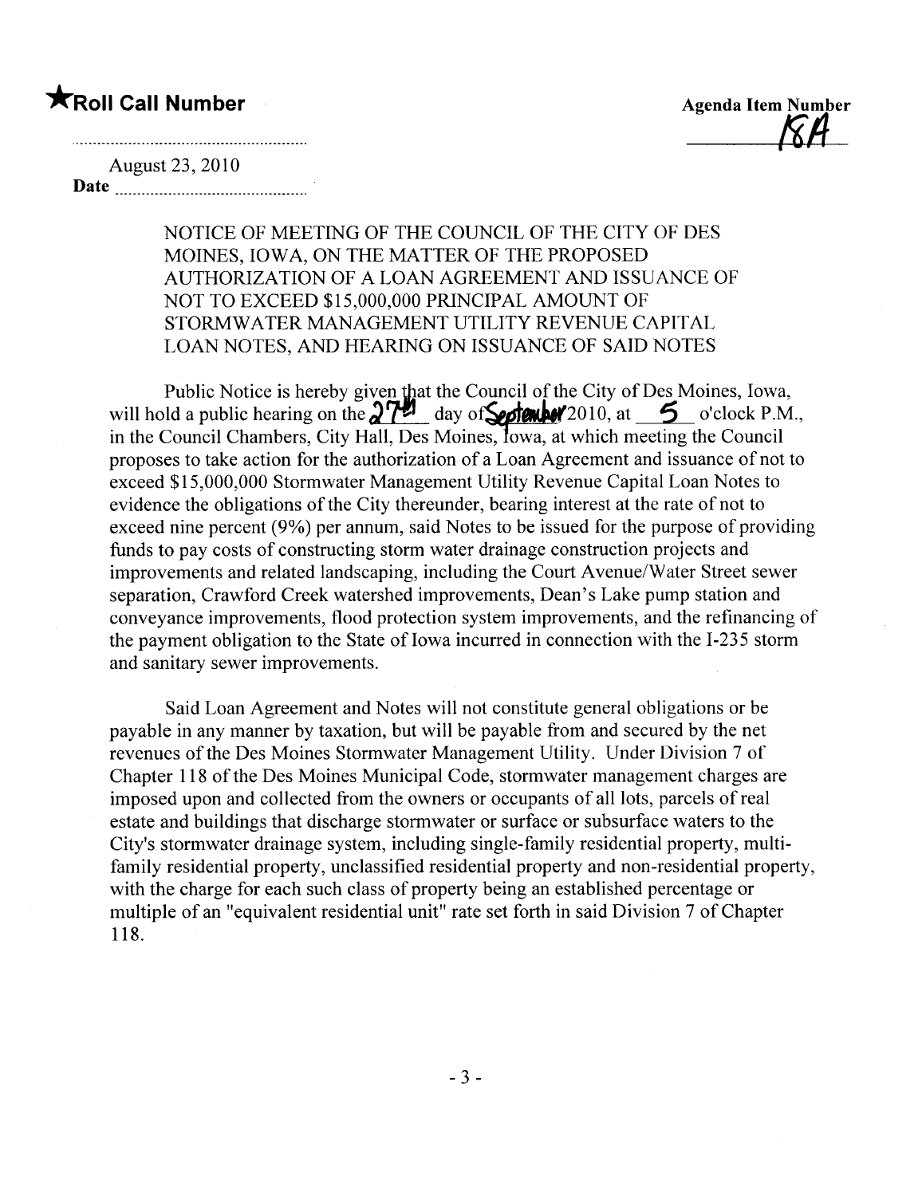★**Roll Call Number**

**Agenda Item Number** 18A

August 23, 2010
**Date** ..........................................

NOTICE OF MEETING OF THE COUNCIL OF THE CITY OF DES MOINES, IOWA, ON THE MATTER OF THE PROPOSED AUTHORIZATION OF A LOAN AGREEMENT AND ISSUANCE OF NOT TO EXCEED $15,000,000 PRINCIPAL AMOUNT OF STORMWATER MANAGEMENT UTILITY REVENUE CAPITAL LOAN NOTES, AND HEARING ON ISSUANCE OF SAID NOTES

Public Notice is hereby given that the Council of the City of Des Moines, Iowa, will hold a public hearing on the 27th day of September 2010, at 5 o'clock P.M., in the Council Chambers, City Hall, Des Moines, Iowa, at which meeting the Council proposes to take action for the authorization of a Loan Agreement and issuance of not to exceed $15,000,000 Stormwater Management Utility Revenue Capital Loan Notes to evidence the obligations of the City thereunder, bearing interest at the rate of not to exceed nine percent (9%) per annum, said Notes to be issued for the purpose of providing funds to pay costs of constructing storm water drainage construction projects and improvements and related landscaping, including the Court Avenue/Water Street sewer separation, Crawford Creek watershed improvements, Dean's Lake pump station and conveyance improvements, flood protection system improvements, and the refinancing of the payment obligation to the State of Iowa incurred in connection with the I-235 storm and sanitary sewer improvements.

Said Loan Agreement and Notes will not constitute general obligations or be payable in any manner by taxation, but will be payable from and secured by the net revenues of the Des Moines Stormwater Management Utility. Under Division 7 of Chapter 118 of the Des Moines Municipal Code, stormwater management charges are imposed upon and collected from the owners or occupants of all lots, parcels of real estate and buildings that discharge stormwater or surface or subsurface waters to the City's stormwater drainage system, including single-family residential property, multi-family residential property, unclassified residential property and non-residential property, with the charge for each such class of property being an established percentage or multiple of an "equivalent residential unit" rate set forth in said Division 7 of Chapter 118.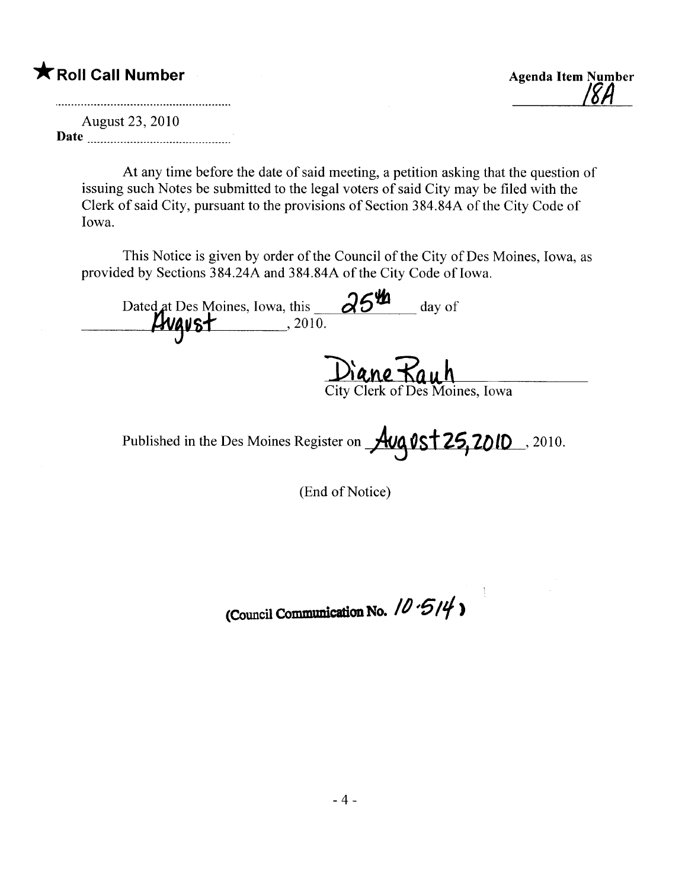**★Roll Call Number**

**Agenda Item Number** 18A

August 23, 2010
**Date** ..............................................

At any time before the date of said meeting, a petition asking that the question of issuing such Notes be submitted to the legal voters of said City may be filed with the Clerk of said City, pursuant to the provisions of Section 384.84A of the City Code of Iowa.

This Notice is given by order of the Council of the City of Des Moines, Iowa, as provided by Sections 384.24A and 384.84A of the City Code of Iowa.

Dated at Des Moines, Iowa, this 25th day of August, 2010.

Diane Rauh
City Clerk of Des Moines, Iowa

Published in the Des Moines Register on August 25, 2010, 2010.

(End of Notice)

(Council Communication No. 10-514)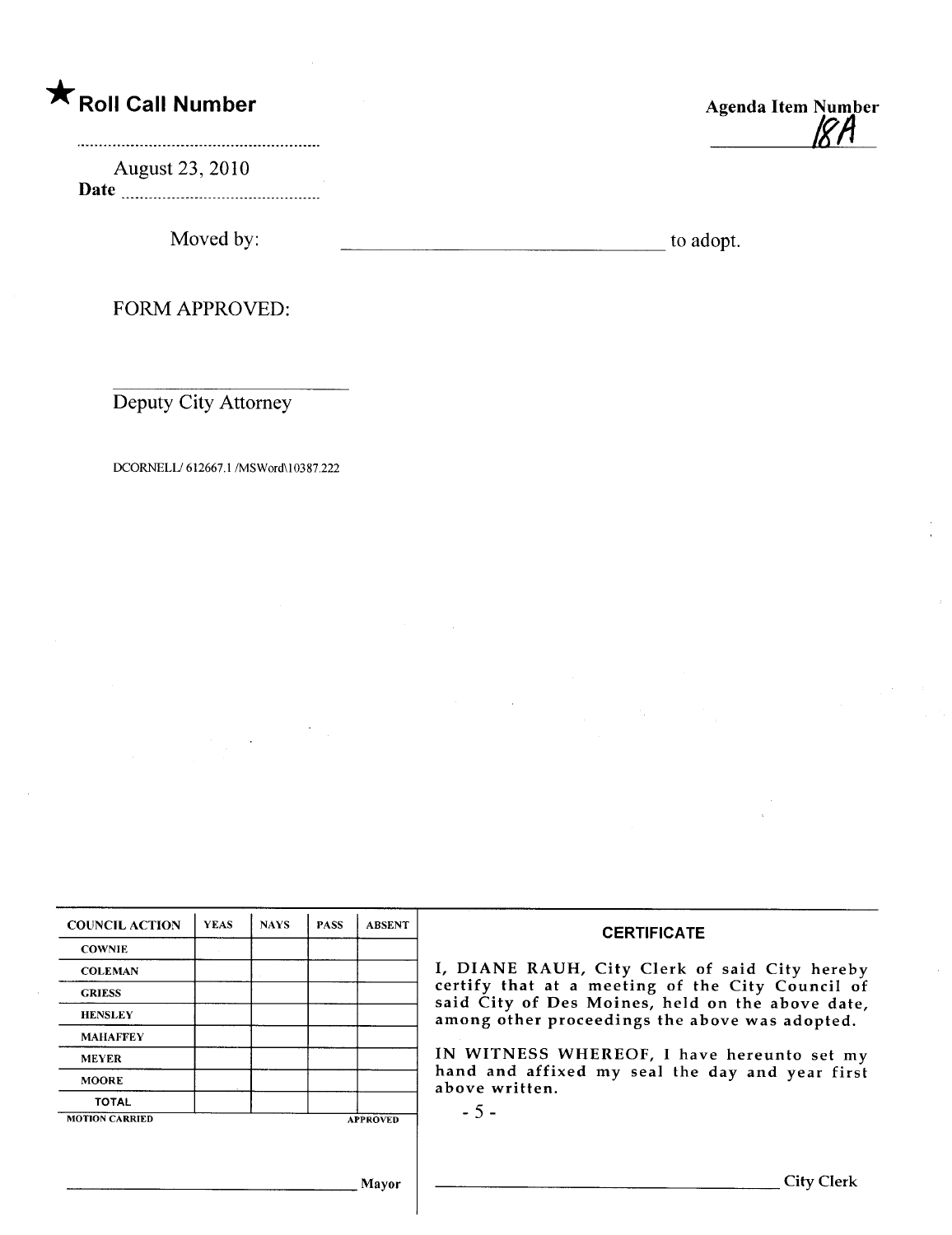★ **Roll Call Number**

**Agenda Item Number**
18A

August 23, 2010
**Date** ..........................................

Moved by: ________________________________ to adopt.

FORM APPROVED:

______________________
Deputy City Attorney

DCORNELL/ 612667.1 /MSWord\10387.222

| COUNCIL ACTION | YEAS | NAYS | PASS | ABSENT |
|---|---|---|---|---|
| COWNIE | | | | |
| COLEMAN | | | | |
| GRIESS | | | | |
| HENSLEY | | | | |
| MAHAFFEY | | | | |
| MEYER | | | | |
| MOORE | | | | |
| TOTAL | | | | |
| MOTION CARRIED | | | | APPROVED |

______________________________ Mayor

**CERTIFICATE**

I, DIANE RAUH, City Clerk of said City hereby certify that at a meeting of the City Council of said City of Des Moines, held on the above date, among other proceedings the above was adopted.

IN WITNESS WHEREOF, I have hereunto set my hand and affixed my seal the day and year first above written.

______________________________ City Clerk